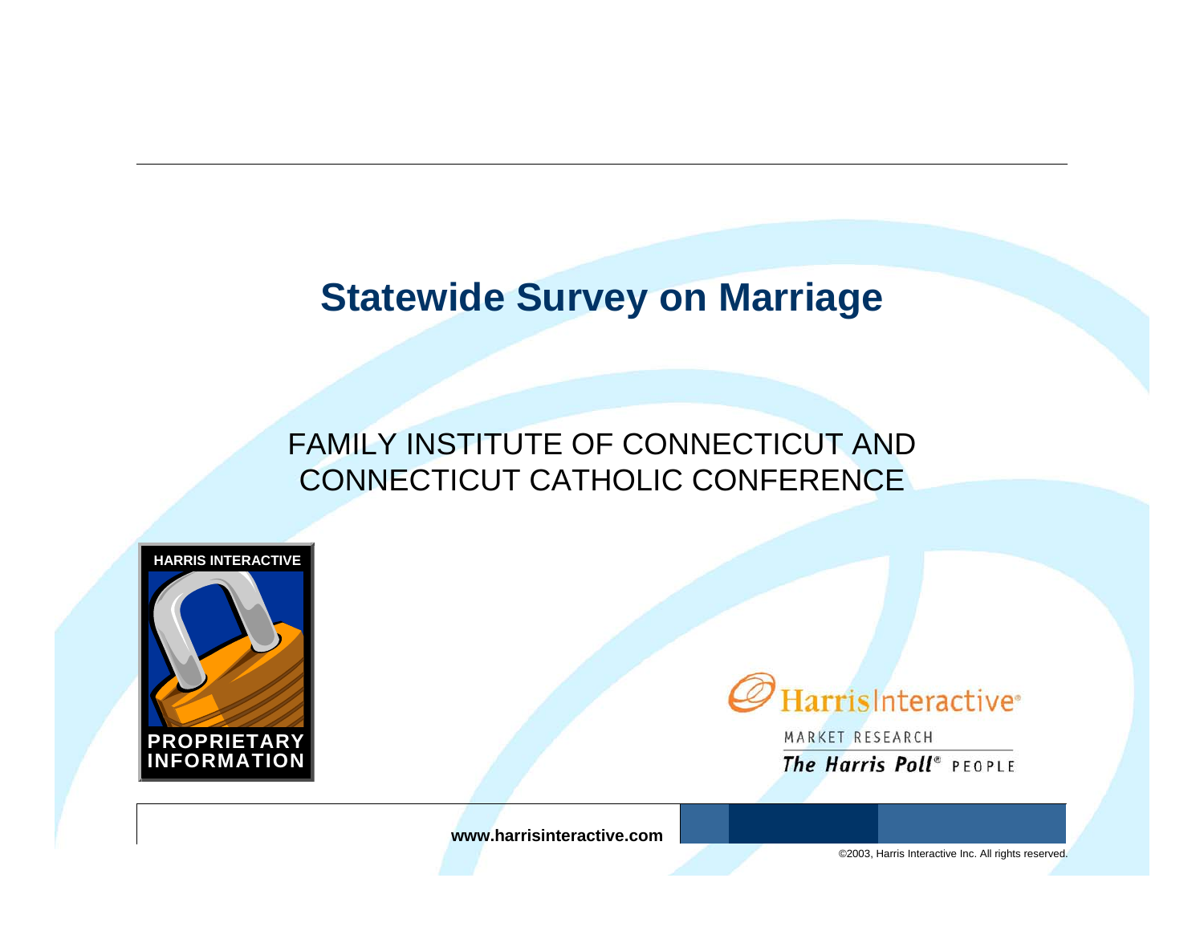# Statewide Survey on Marriage

FAMILY INSTITUTE OF CONNECTICUT AND CONNECTICUT CATHOLIC CONFERENCE

HARRIS INTERACTIVE

PROPRIETARY INFORMATION

HarrisInteractive

MARKET RESEARCH

*The Harris Poll*® PEOPLE

www.harrisinteractive.com

©2003, Harris Interactive Inc. All rights reserved.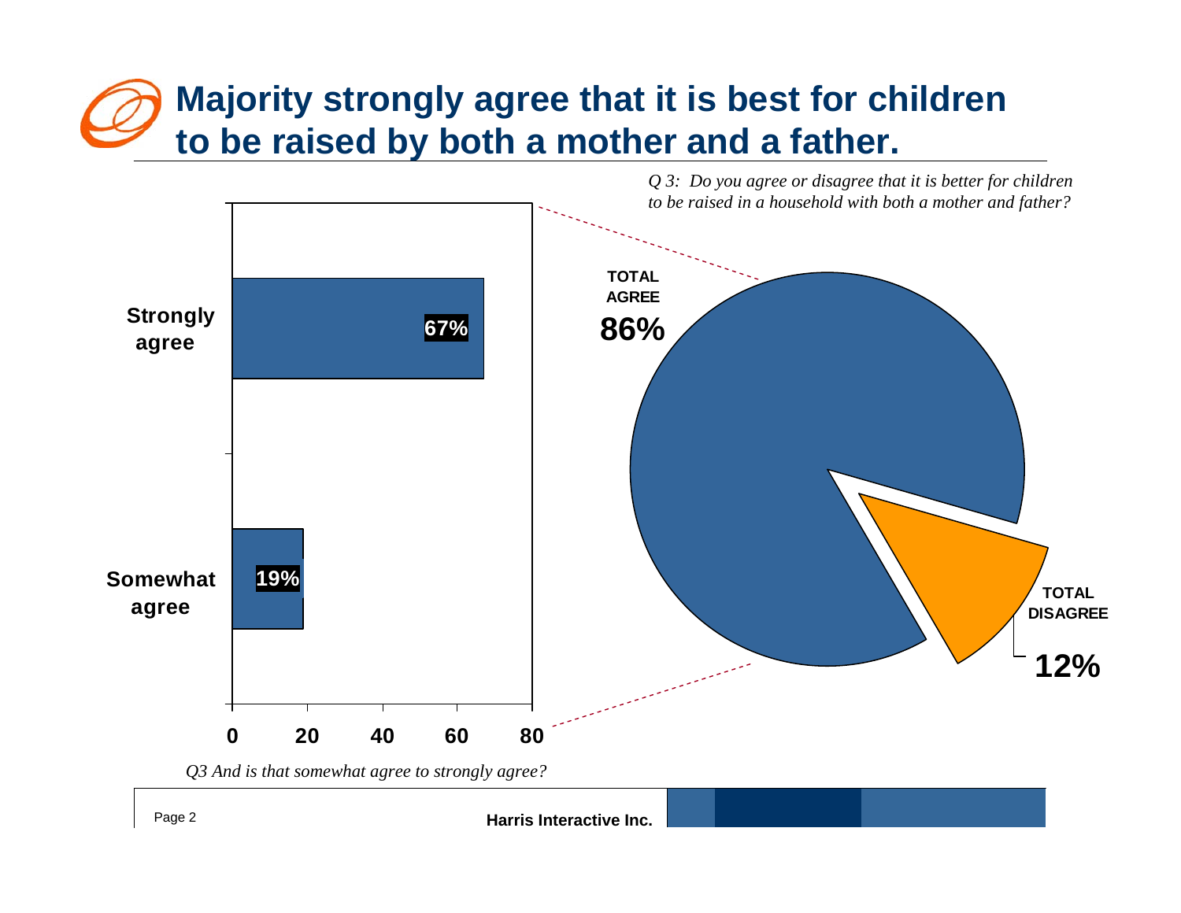# Majority strongly agree that it is best for children to be raised by both a mother and a father.

*Q 3: Do you agree or disagree that it is better for children to be raised in a household with both a mother and father?*

| Response | Percent |
| --- | --- |
| Strongly agree | 67% |
| Somewhat agree | 19% |

| | Percent |
| --- | --- |
| TOTAL AGREE | 86% |
| TOTAL DISAGREE | 12% |

*Q3 And is that somewhat agree to strongly agree?*

**Harris Interactive Inc.**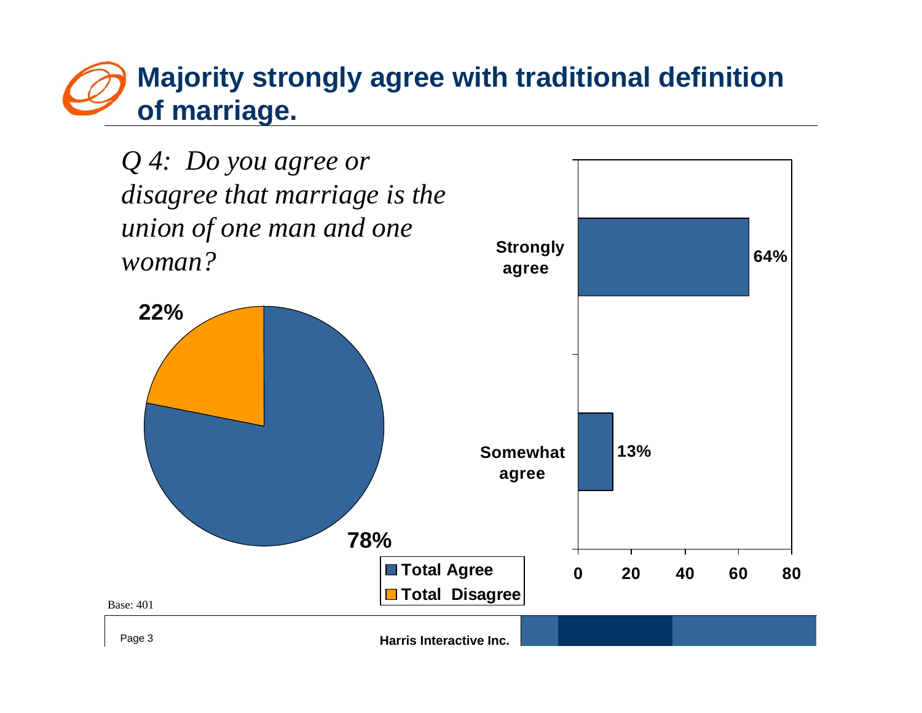# Majority strongly agree with traditional definition of marriage.

*Q 4: Do you agree or disagree that marriage is the union of one man and one woman?*

| Response | Percent |
|---|---|
| Total Agree | 78% |
| Total Disagree | 22% |

| Breakdown of Agree | Percent |
|---|---|
| Strongly agree | 64% |
| Somewhat agree | 13% |

Base: 401

**Harris Interactive Inc.**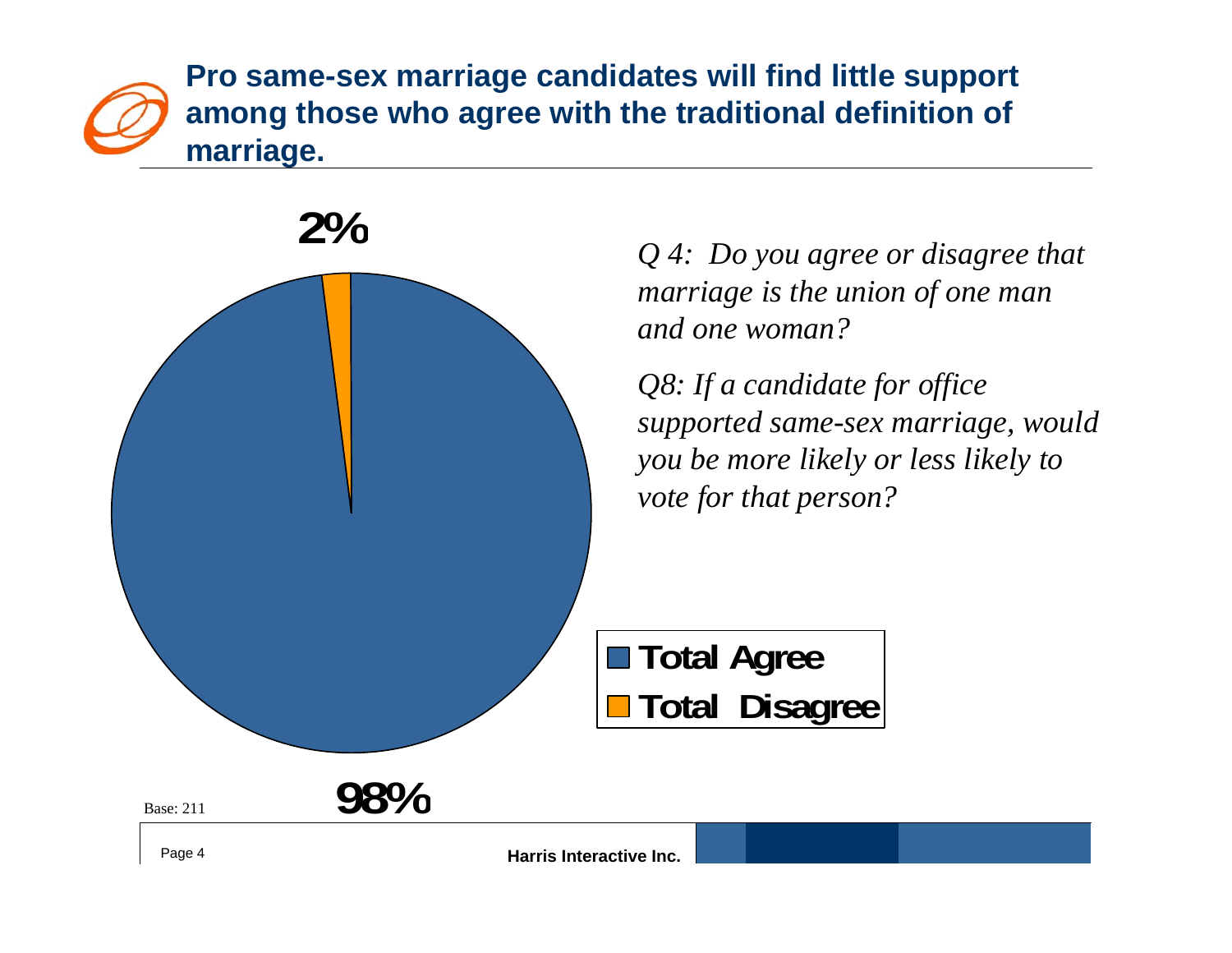## Pro same-sex marriage candidates will find little support among those who agree with the traditional definition of marriage.

2%

98%

- Total Agree
- Total Disagree

*Q 4: Do you agree or disagree that marriage is the union of one man and one woman?*

*Q8: If a candidate for office supported same-sex marriage, would you be more likely or less likely to vote for that person?*

Base: 211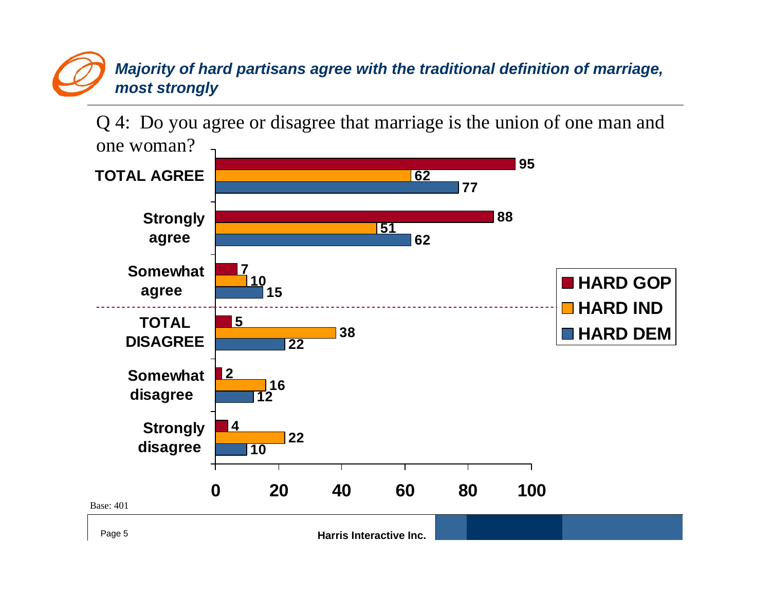## *Majority of hard partisans agree with the traditional definition of marriage, most strongly*

Q 4: Do you agree or disagree that marriage is the union of one man and one woman?

| | HARD GOP | HARD IND | HARD DEM |
|---|---|---|---|
| **TOTAL AGREE** | 95 | 62 | 77 |
| **Strongly agree** | 88 | 51 | 62 |
| **Somewhat agree** | 7 | 10 | 15 |
| **TOTAL DISAGREE** | 5 | 38 | 22 |
| **Somewhat disagree** | 2 | 16 | 12 |
| **Strongly disagree** | 4 | 22 | 10 |

Base: 401

Harris Interactive Inc.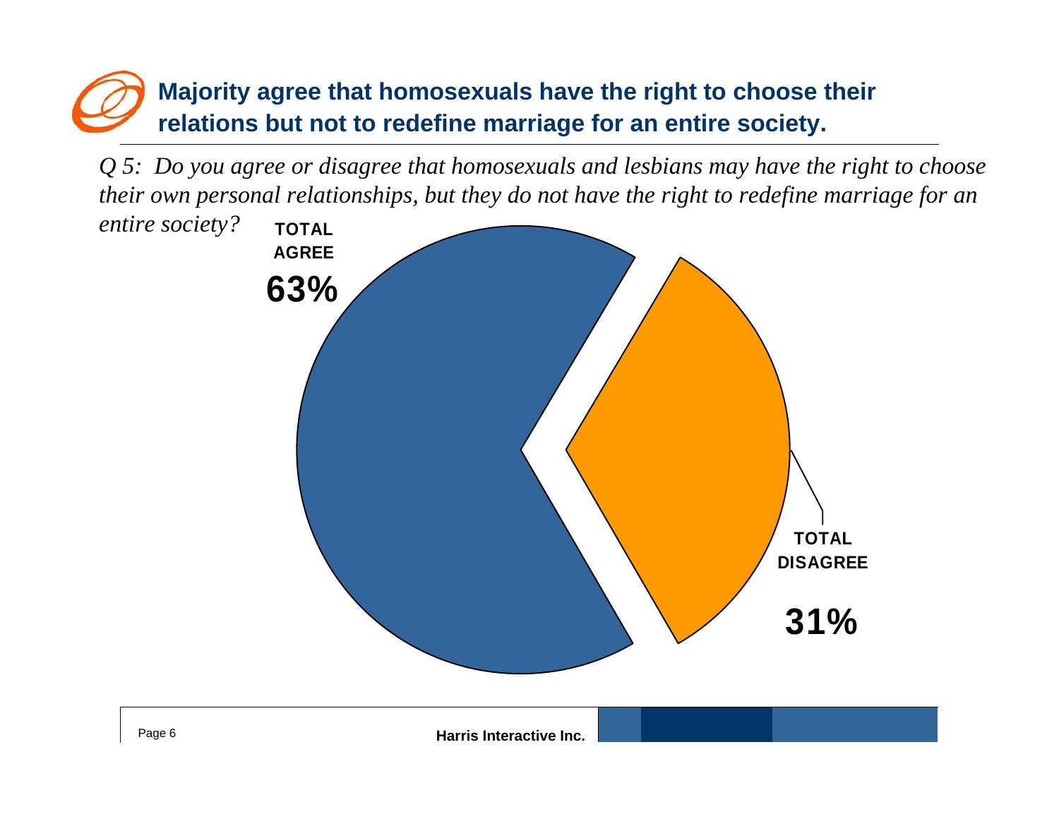## Majority agree that homosexuals have the right to choose their relations but not to redefine marriage for an entire society.

*Q 5: Do you agree or disagree that homosexuals and lesbians may have the right to choose their own personal relationships, but they do not have the right to redefine marriage for an entire society?*

**TOTAL AGREE**

**63%**

**TOTAL DISAGREE**

**31%**

**Harris Interactive Inc.**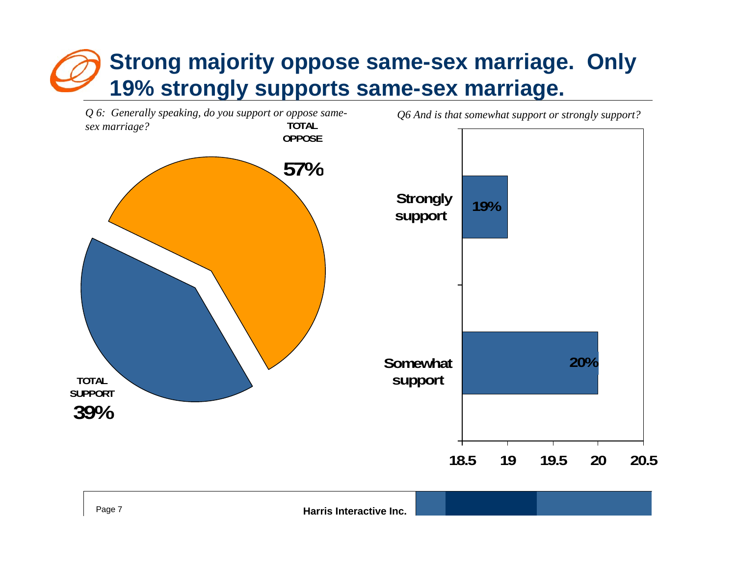# Strong majority oppose same-sex marriage. Only 19% strongly supports same-sex marriage.

*Q 6: Generally speaking, do you support or oppose same-sex marriage?*

| Response | Percent |
|---|---|
| TOTAL OPPOSE | 57% |
| TOTAL SUPPORT | 39% |

*Q6 And is that somewhat support or strongly support?*

| Response | Percent |
|---|---|
| Strongly support | 19% |
| Somewhat support | 20% |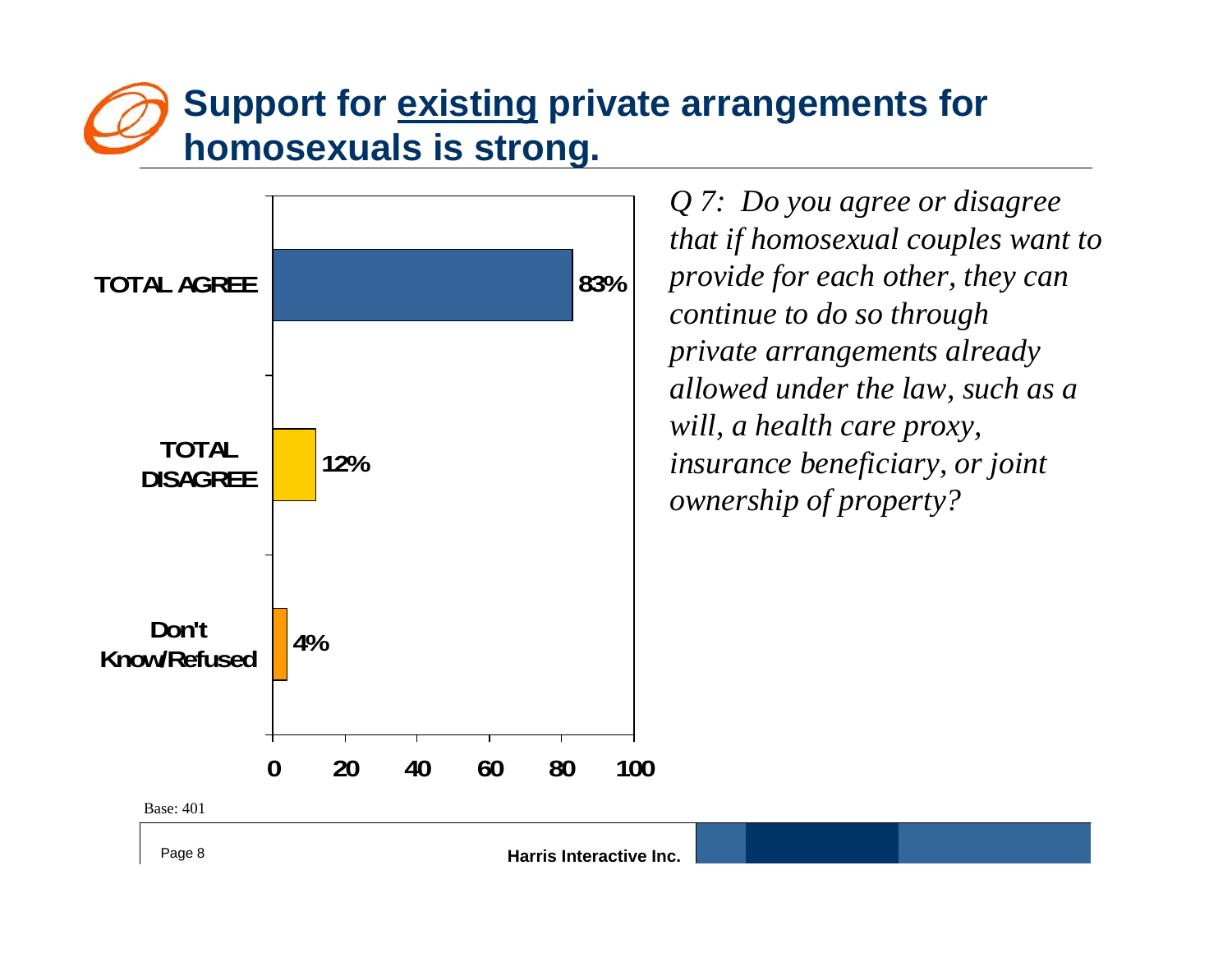# Support for <u>existing</u> private arrangements for homosexuals is strong.

| Response | Percent |
|---|---|
| TOTAL AGREE | 83% |
| TOTAL DISAGREE | 12% |
| Don't Know/Refused | 4% |

*Q 7: Do you agree or disagree that if homosexual couples want to provide for each other, they can continue to do so through private arrangements already allowed under the law, such as a will, a health care proxy, insurance beneficiary, or joint ownership of property?*

Base: 401

Harris Interactive Inc.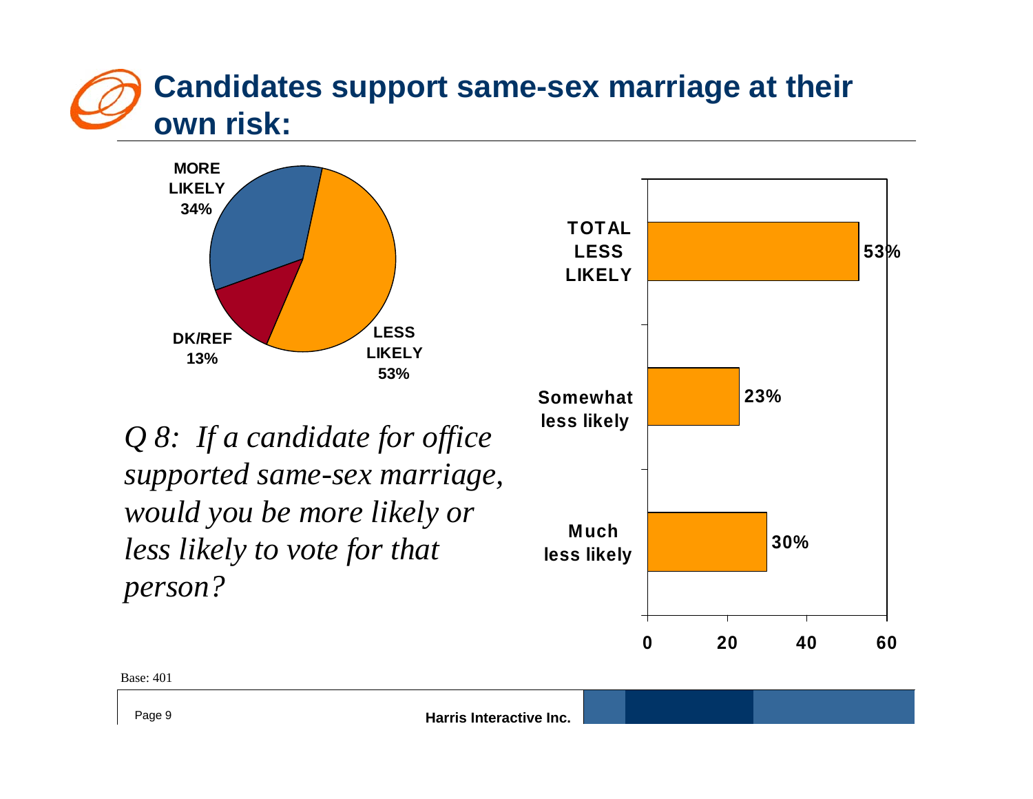# Candidates support same-sex marriage at their own risk:

| Response | Percent |
|---|---|
| MORE LIKELY | 34% |
| LESS LIKELY | 53% |
| DK/REF | 13% |

*Q 8: If a candidate for office supported same-sex marriage, would you be more likely or less likely to vote for that person?*

| | Percent |
|---|---|
| TOTAL LESS LIKELY | 53% |
| Somewhat less likely | 23% |
| Much less likely | 30% |

Base: 401

Harris Interactive Inc.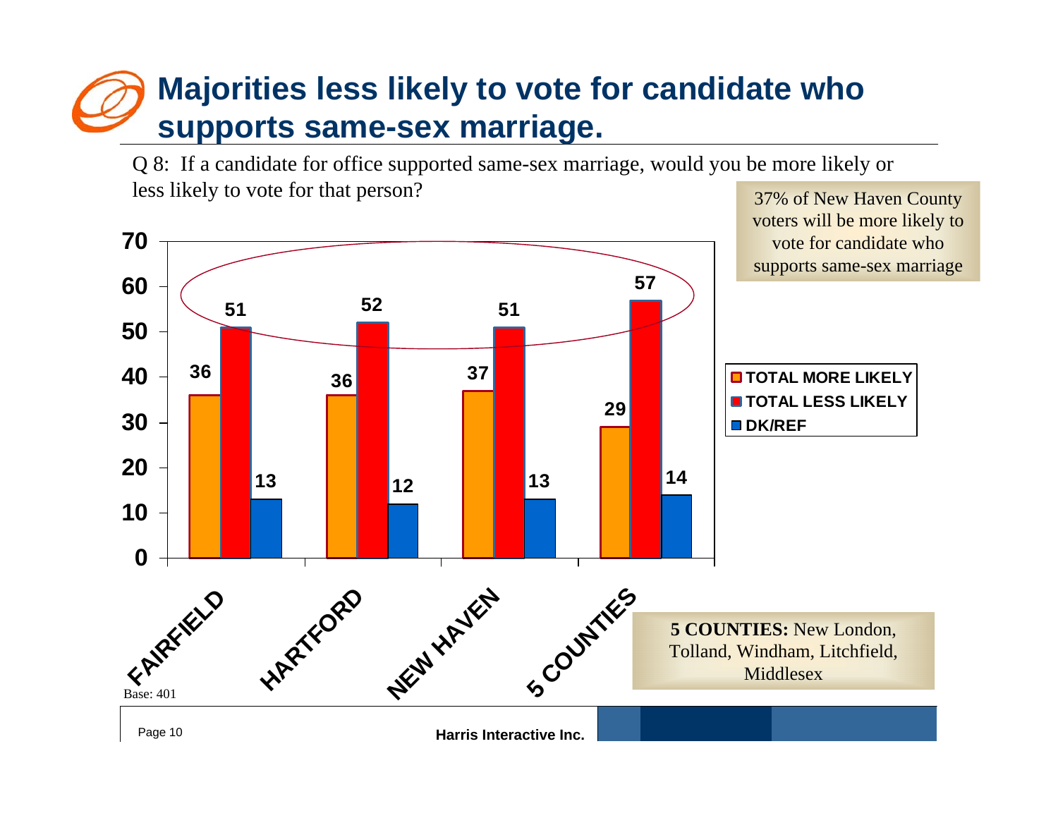# Majorities less likely to vote for candidate who supports same-sex marriage.

Q 8: If a candidate for office supported same-sex marriage, would you be more likely or less likely to vote for that person?

37% of New Haven County voters will be more likely to vote for candidate who supports same-sex marriage

| | TOTAL MORE LIKELY | TOTAL LESS LIKELY | DK/REF |
|---|---|---|---|
| FAIRFIELD | 36 | 51 | 13 |
| HARTFORD | 36 | 52 | 12 |
| NEW HAVEN | 37 | 51 | 13 |
| 5 COUNTIES | 29 | 57 | 14 |

**5 COUNTIES:** New London, Tolland, Windham, Litchfield, Middlesex

Base: 401

Harris Interactive Inc.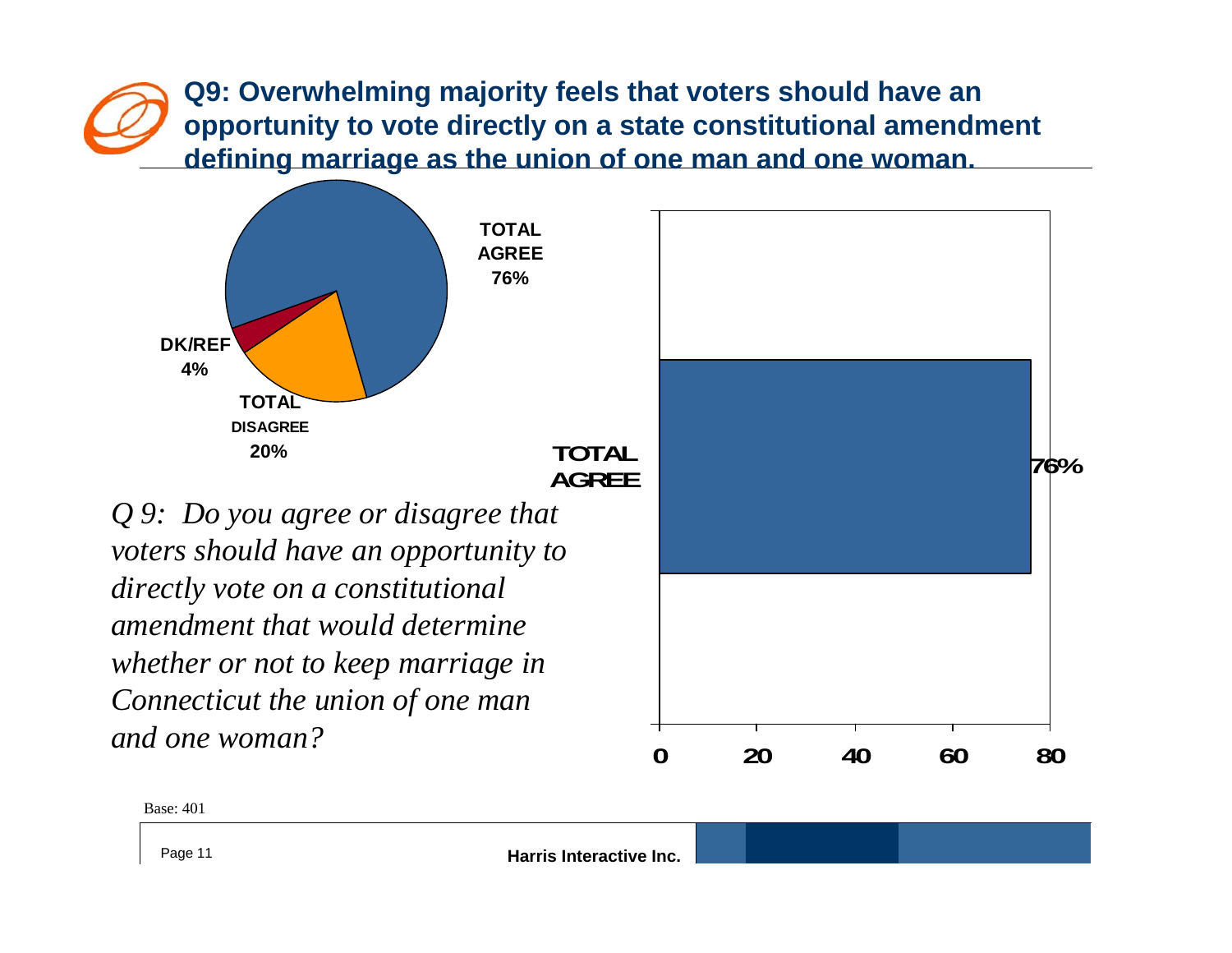## Q9: Overwhelming majority feels that voters should have an opportunity to vote directly on a state constitutional amendment defining marriage as the union of one man and one woman.

TOTAL AGREE 76%

DK/REF 4%

TOTAL DISAGREE 20%

*Q 9: Do you agree or disagree that voters should have an opportunity to directly vote on a constitutional amendment that would determine whether or not to keep marriage in Connecticut the union of one man and one woman?*

TOTAL AGREE

76%

0 20 40 60 80

Base: 401

Harris Interactive Inc.